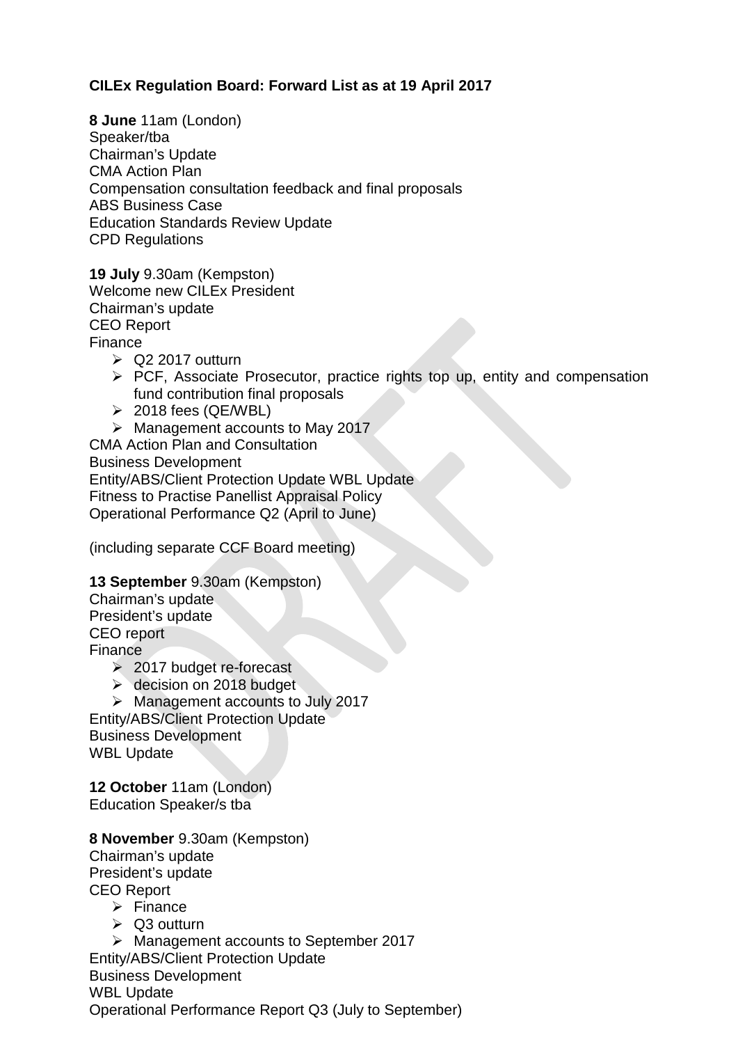**CILEx Regulation Board: Forward List as at 19 April 2017**

**8 June** 11am (London)
Speaker/tba
Chairman's Update
CMA Action Plan
Compensation consultation feedback and final proposals
ABS Business Case
Education Standards Review Update
CPD Regulations

**19 July** 9.30am (Kempston)
Welcome new CILEx President
Chairman's update
CEO Report
Finance

- Q2 2017 outturn
- PCF, Associate Prosecutor, practice rights top up, entity and compensation fund contribution final proposals
- 2018 fees (QE/WBL)
- Management accounts to May 2017

CMA Action Plan and Consultation
Business Development
Entity/ABS/Client Protection Update WBL Update
Fitness to Practise Panellist Appraisal Policy
Operational Performance Q2 (April to June)

(including separate CCF Board meeting)

**13 September** 9.30am (Kempston)
Chairman's update
President's update
CEO report
Finance

- 2017 budget re-forecast
- decision on 2018 budget
- Management accounts to July 2017

Entity/ABS/Client Protection Update
Business Development
WBL Update

**12 October** 11am (London)
Education Speaker/s tba

**8 November** 9.30am (Kempston)
Chairman's update
President's update
CEO Report

- Finance
- Q3 outturn
- Management accounts to September 2017

Entity/ABS/Client Protection Update
Business Development
WBL Update
Operational Performance Report Q3 (July to September)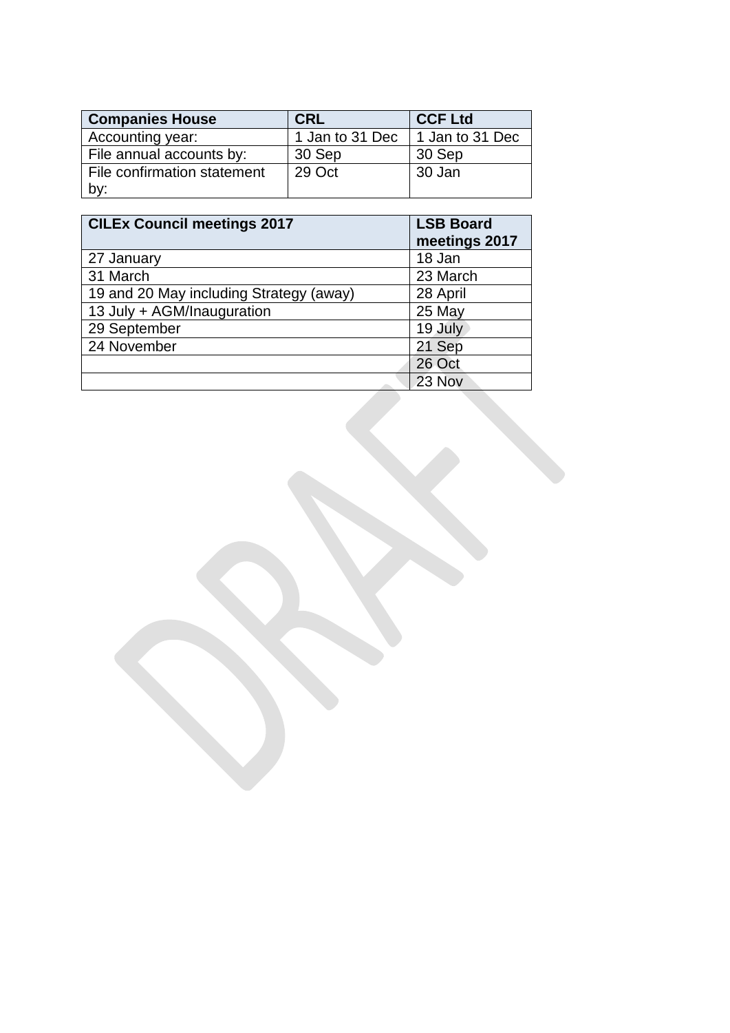| Companies House | CRL | CCF Ltd |
|---|---|---|
| Accounting year: | 1 Jan to 31 Dec | 1 Jan to 31 Dec |
| File annual accounts by: | 30 Sep | 30 Sep |
| File confirmation statement by: | 29 Oct | 30 Jan |

| CILEx Council meetings 2017 | LSB Board meetings 2017 |
|---|---|
| 27 January | 18 Jan |
| 31 March | 23 March |
| 19 and 20 May including Strategy (away) | 28 April |
| 13 July + AGM/Inauguration | 25 May |
| 29 September | 19 July |
| 24 November | 21 Sep |
| | 26 Oct |
| | 23 Nov |

DRAFT